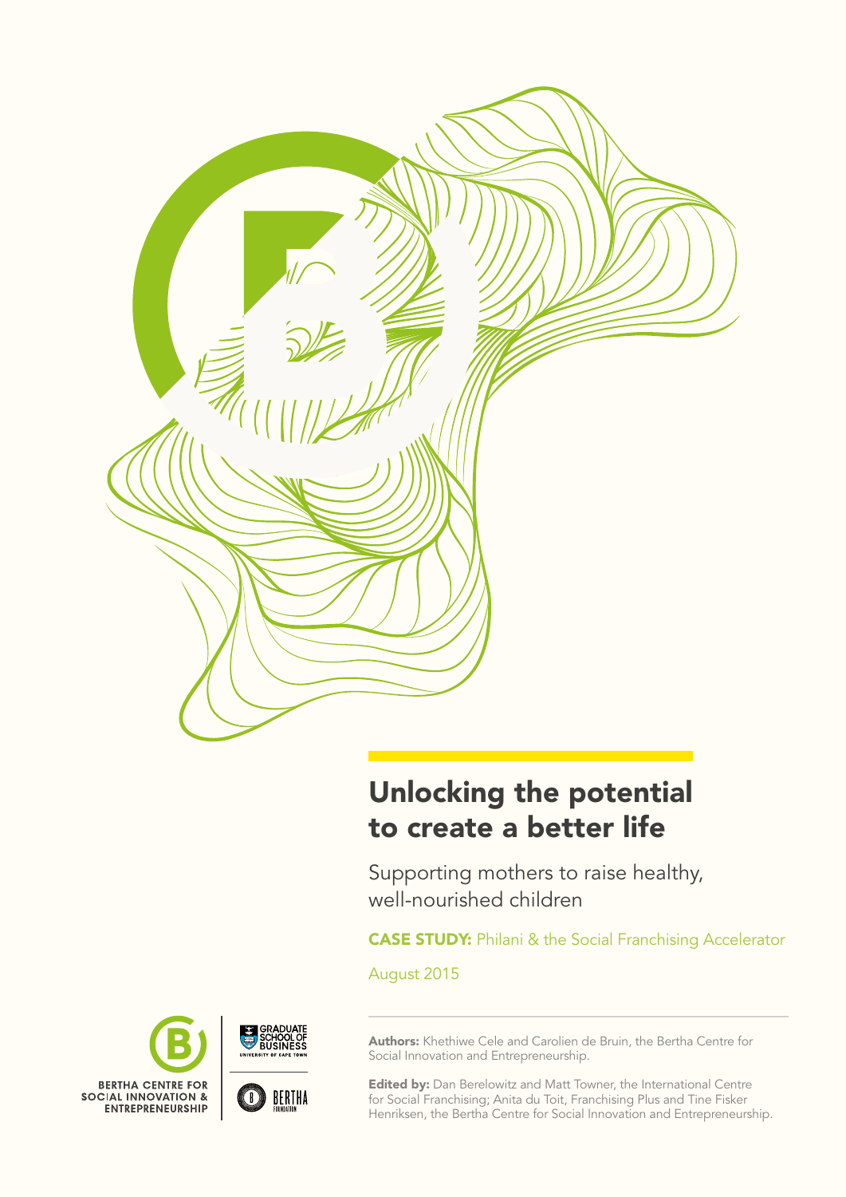# Unlocking the potential to create a better life

Supporting mothers to raise healthy, well-nourished children

**CASE STUDY:** Philani & the Social Franchising Accelerator

August 2015

**Authors:** Khethiwe Cele and Carolien de Bruin, the Bertha Centre for Social Innovation and Entrepreneurship.

**Edited by:** Dan Berelowitz and Matt Towner, the International Centre for Social Franchising; Anita du Toit, Franchising Plus and Tine Fisker Henriksen, the Bertha Centre for Social Innovation and Entrepreneurship.

BERTHA CENTRE FOR SOCIAL INNOVATION & ENTREPRENEURSHIP

GRADUATE SCHOOL OF BUSINESS UNIVERSITY OF CAPE TOWN

BERTHA FOUNDATION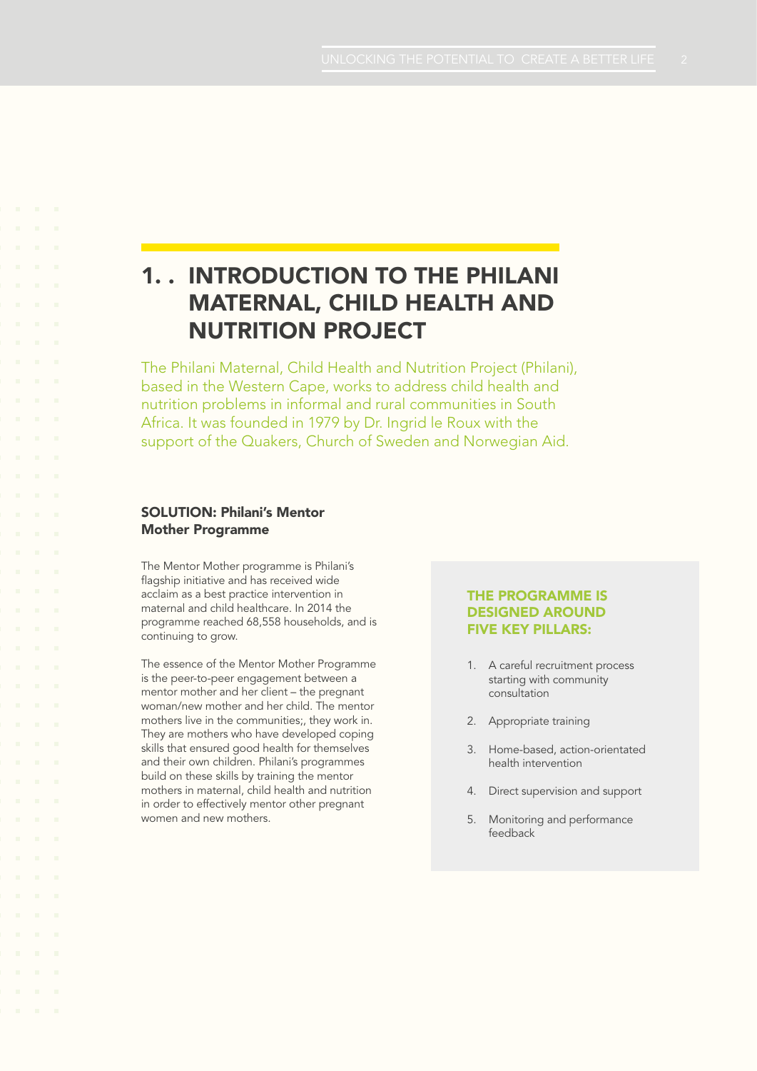# 1. . INTRODUCTION TO THE PHILANI MATERNAL, CHILD HEALTH AND NUTRITION PROJECT

The Philani Maternal, Child Health and Nutrition Project (Philani), based in the Western Cape, works to address child health and nutrition problems in informal and rural communities in South Africa. It was founded in 1979 by Dr. Ingrid le Roux with the support of the Quakers, Church of Sweden and Norwegian Aid.

## SOLUTION: Philani's Mentor Mother Programme

The Mentor Mother programme is Philani's flagship initiative and has received wide acclaim as a best practice intervention in maternal and child healthcare. In 2014 the programme reached 68,558 households, and is continuing to grow.

The essence of the Mentor Mother Programme is the peer-to-peer engagement between a mentor mother and her client – the pregnant woman/new mother and her child. The mentor mothers live in the communities;, they work in. They are mothers who have developed coping skills that ensured good health for themselves and their own children. Philani's programmes build on these skills by training the mentor mothers in maternal, child health and nutrition in order to effectively mentor other pregnant women and new mothers.

### THE PROGRAMME IS DESIGNED AROUND FIVE KEY PILLARS:

1. A careful recruitment process starting with community consultation
2. Appropriate training
3. Home-based, action-orientated health intervention
4. Direct supervision and support
5. Monitoring and performance feedback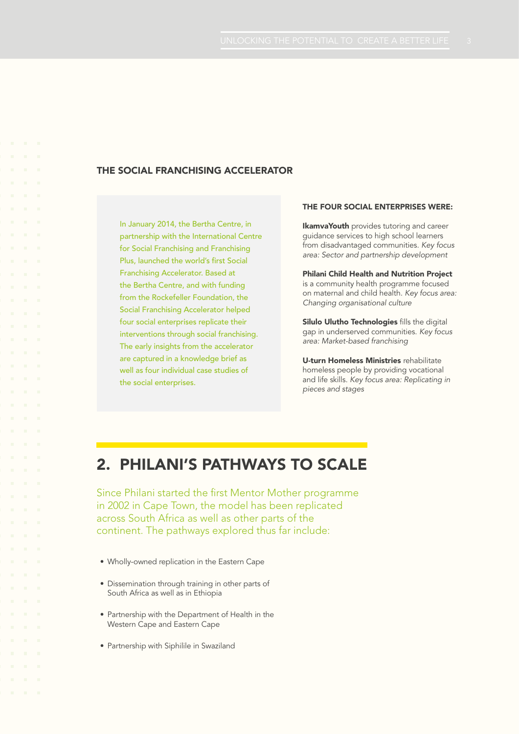## THE SOCIAL FRANCHISING ACCELERATOR

In January 2014, the Bertha Centre, in partnership with the International Centre for Social Franchising and Franchising Plus, launched the world's first Social Franchising Accelerator. Based at the Bertha Centre, and with funding from the Rockefeller Foundation, the Social Franchising Accelerator helped four social enterprises replicate their interventions through social franchising. The early insights from the accelerator are captured in a knowledge brief as well as four individual case studies of the social enterprises.

### THE FOUR SOCIAL ENTERPRISES WERE:

**IkamvaYouth** provides tutoring and career guidance services to high school learners from disadvantaged communities. *Key focus area: Sector and partnership development*

**Philani Child Health and Nutrition Project** is a community health programme focused on maternal and child health. *Key focus area: Changing organisational culture*

**Silulo Ulutho Technologies** fills the digital gap in underserved communities. *Key focus area: Market-based franchising*

**U-turn Homeless Ministries** rehabilitate homeless people by providing vocational and life skills. *Key focus area: Replicating in pieces and stages*

# 2. PHILANI'S PATHWAYS TO SCALE

Since Philani started the first Mentor Mother programme in 2002 in Cape Town, the model has been replicated across South Africa as well as other parts of the continent. The pathways explored thus far include:

- Wholly-owned replication in the Eastern Cape
- Dissemination through training in other parts of South Africa as well as in Ethiopia
- Partnership with the Department of Health in the Western Cape and Eastern Cape
- Partnership with Siphilile in Swaziland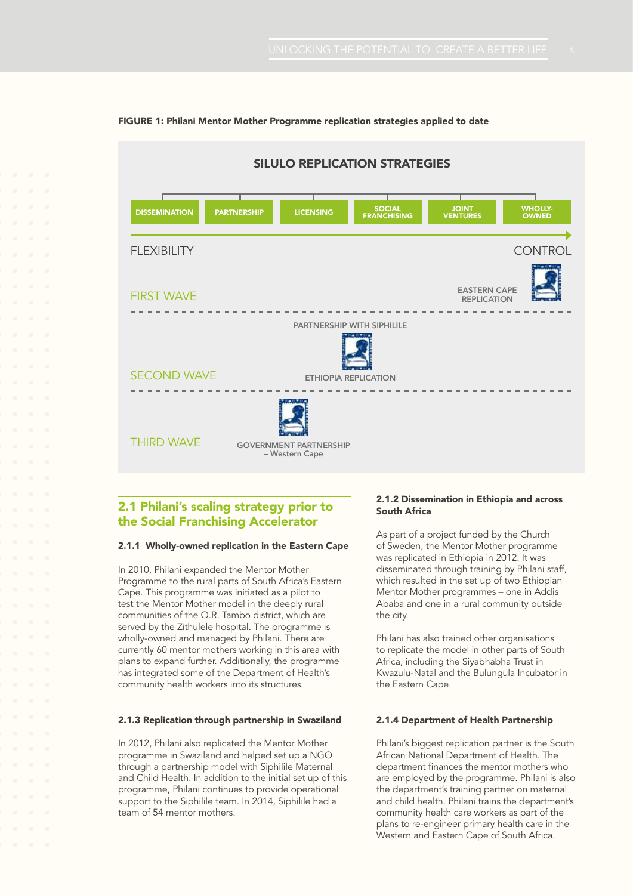**FIGURE 1: Philani Mentor Mother Programme replication strategies applied to date**

SILULO REPLICATION STRATEGIES

DISSEMINATION | PARTNERSHIP | LICENSING | SOCIAL FRANCHISING | JOINT VENTURES | WHOLLY-OWNED

FLEXIBILITY → CONTROL

FIRST WAVE — EASTERN CAPE REPLICATION

SECOND WAVE — PARTNERSHIP WITH SIPHILILE; ETHIOPIA REPLICATION

THIRD WAVE — GOVERNMENT PARTNERSHIP – Western Cape

## 2.1 Philani's scaling strategy prior to the Social Franchising Accelerator

### 2.1.1 Wholly-owned replication in the Eastern Cape

In 2010, Philani expanded the Mentor Mother Programme to the rural parts of South Africa's Eastern Cape. This programme was initiated as a pilot to test the Mentor Mother model in the deeply rural communities of the O.R. Tambo district, which are served by the Zithulele hospital. The programme is wholly-owned and managed by Philani. There are currently 60 mentor mothers working in this area with plans to expand further. Additionally, the programme has integrated some of the Department of Health's community health workers into its structures.

### 2.1.2 Dissemination in Ethiopia and across South Africa

As part of a project funded by the Church of Sweden, the Mentor Mother programme was replicated in Ethiopia in 2012. It was disseminated through training by Philani staff, which resulted in the set up of two Ethiopian Mentor Mother programmes – one in Addis Ababa and one in a rural community outside the city.

Philani has also trained other organisations to replicate the model in other parts of South Africa, including the Siyabhabha Trust in Kwazulu-Natal and the Bulungula Incubator in the Eastern Cape.

### 2.1.3 Replication through partnership in Swaziland

In 2012, Philani also replicated the Mentor Mother programme in Swaziland and helped set up a NGO through a partnership model with Siphilile Maternal and Child Health. In addition to the initial set up of this programme, Philani continues to provide operational support to the Siphilile team. In 2014, Siphilile had a team of 54 mentor mothers.

### 2.1.4 Department of Health Partnership

Philani's biggest replication partner is the South African National Department of Health. The department finances the mentor mothers who are employed by the programme. Philani is also the department's training partner on maternal and child health. Philani trains the department's community health care workers as part of the plans to re-engineer primary health care in the Western and Eastern Cape of South Africa.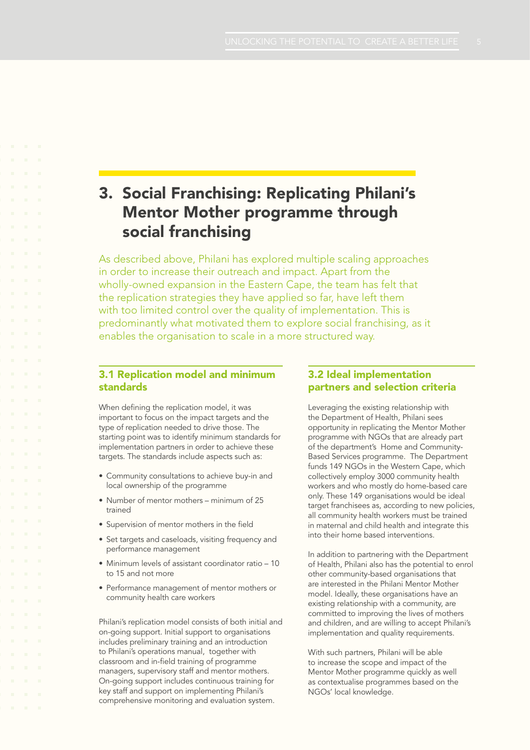# 3. Social Franchising: Replicating Philani's Mentor Mother programme through social franchising

As described above, Philani has explored multiple scaling approaches in order to increase their outreach and impact. Apart from the wholly-owned expansion in the Eastern Cape, the team has felt that the replication strategies they have applied so far, have left them with too limited control over the quality of implementation. This is predominantly what motivated them to explore social franchising, as it enables the organisation to scale in a more structured way.

## 3.1 Replication model and minimum standards

When defining the replication model, it was important to focus on the impact targets and the type of replication needed to drive those. The starting point was to identify minimum standards for implementation partners in order to achieve these targets. The standards include aspects such as:

- Community consultations to achieve buy-in and local ownership of the programme
- Number of mentor mothers – minimum of 25 trained
- Supervision of mentor mothers in the field
- Set targets and caseloads, visiting frequency and performance management
- Minimum levels of assistant coordinator ratio – 10 to 15 and not more
- Performance management of mentor mothers or community health care workers

Philani's replication model consists of both initial and on-going support. Initial support to organisations includes preliminary training and an introduction to Philani's operations manual, together with classroom and in-field training of programme managers, supervisory staff and mentor mothers. On-going support includes continuous training for key staff and support on implementing Philani's comprehensive monitoring and evaluation system.

## 3.2 Ideal implementation partners and selection criteria

Leveraging the existing relationship with the Department of Health, Philani sees opportunity in replicating the Mentor Mother programme with NGOs that are already part of the department's Home and Community-Based Services programme. The Department funds 149 NGOs in the Western Cape, which collectively employ 3000 community health workers and who mostly do home-based care only. These 149 organisations would be ideal target franchisees as, according to new policies, all community health workers must be trained in maternal and child health and integrate this into their home based interventions.

In addition to partnering with the Department of Health, Philani also has the potential to enrol other community-based organisations that are interested in the Philani Mentor Mother model. Ideally, these organisations have an existing relationship with a community, are committed to improving the lives of mothers and children, and are willing to accept Philani's implementation and quality requirements.

With such partners, Philani will be able to increase the scope and impact of the Mentor Mother programme quickly as well as contextualise programmes based on the NGOs' local knowledge.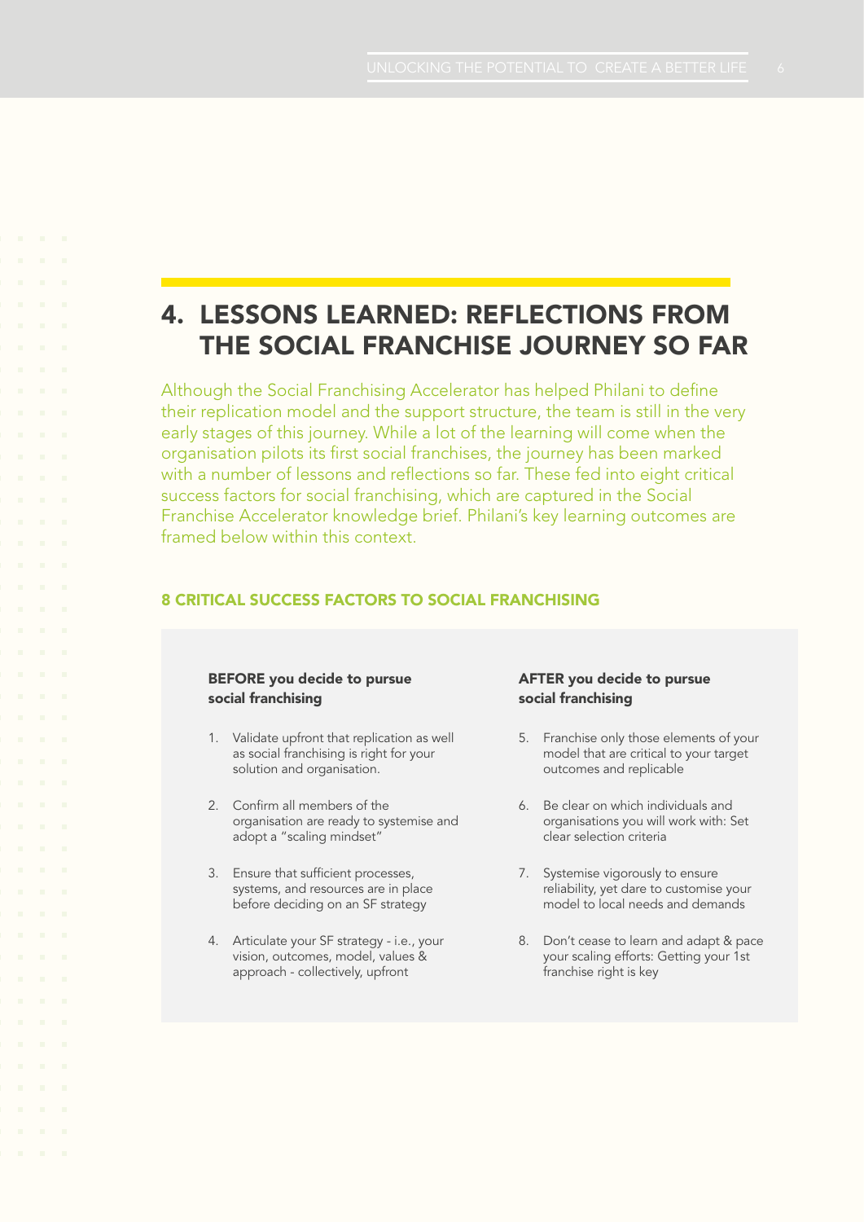# 4. LESSONS LEARNED: REFLECTIONS FROM THE SOCIAL FRANCHISE JOURNEY SO FAR

Although the Social Franchising Accelerator has helped Philani to define their replication model and the support structure, the team is still in the very early stages of this journey. While a lot of the learning will come when the organisation pilots its first social franchises, the journey has been marked with a number of lessons and reflections so far. These fed into eight critical success factors for social franchising, which are captured in the Social Franchise Accelerator knowledge brief. Philani's key learning outcomes are framed below within this context.

## 8 CRITICAL SUCCESS FACTORS TO SOCIAL FRANCHISING

**BEFORE you decide to pursue social franchising**

1. Validate upfront that replication as well as social franchising is right for your solution and organisation.
2. Confirm all members of the organisation are ready to systemise and adopt a "scaling mindset"
3. Ensure that sufficient processes, systems, and resources are in place before deciding on an SF strategy
4. Articulate your SF strategy - i.e., your vision, outcomes, model, values & approach - collectively, upfront

**AFTER you decide to pursue social franchising**

5. Franchise only those elements of your model that are critical to your target outcomes and replicable
6. Be clear on which individuals and organisations you will work with: Set clear selection criteria
7. Systemise vigorously to ensure reliability, yet dare to customise your model to local needs and demands
8. Don't cease to learn and adapt & pace your scaling efforts: Getting your 1st franchise right is key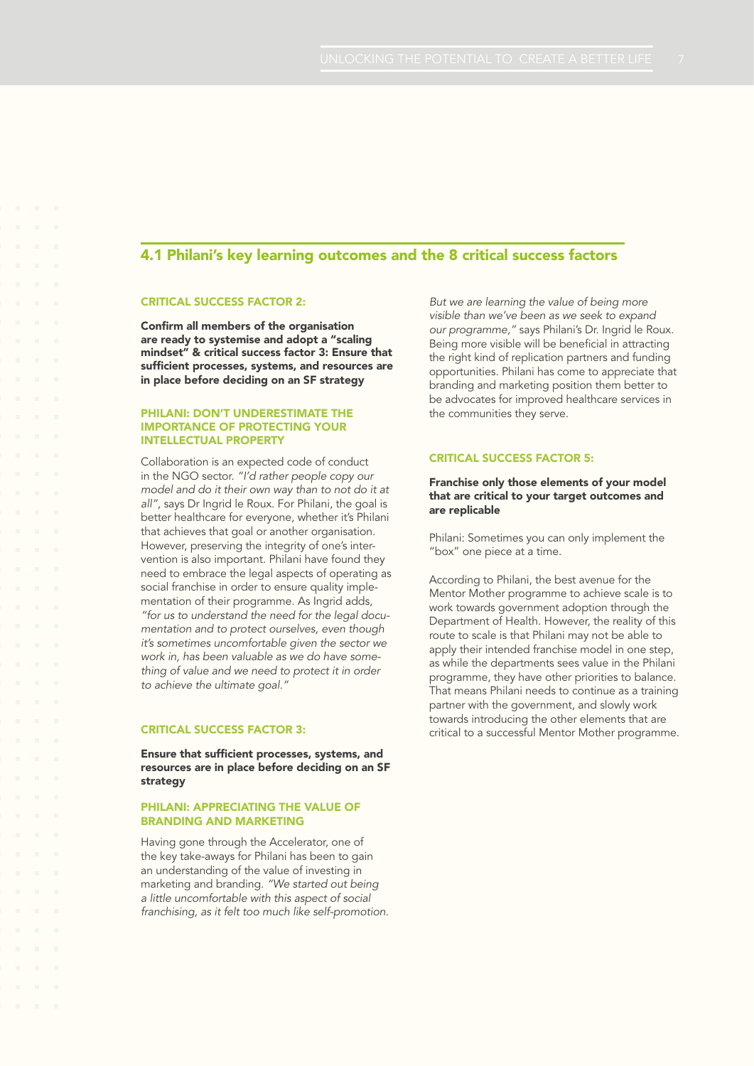## 4.1 Philani's key learning outcomes and the 8 critical success factors

### CRITICAL SUCCESS FACTOR 2:

**Confirm all members of the organisation are ready to systemise and adopt a "scaling mindset" & critical success factor 3: Ensure that sufficient processes, systems, and resources are in place before deciding on an SF strategy**

#### PHILANI: DON'T UNDERESTIMATE THE IMPORTANCE OF PROTECTING YOUR INTELLECTUAL PROPERTY

Collaboration is an expected code of conduct in the NGO sector. *"I'd rather people copy our model and do it their own way than to not do it at all"*, says Dr Ingrid le Roux. For Philani, the goal is better healthcare for everyone, whether it's Philani that achieves that goal or another organisation. However, preserving the integrity of one's intervention is also important. Philani have found they need to embrace the legal aspects of operating as social franchise in order to ensure quality implementation of their programme. As Ingrid adds, *"for us to understand the need for the legal documentation and to protect ourselves, even though it's sometimes uncomfortable given the sector we work in, has been valuable as we do have something of value and we need to protect it in order to achieve the ultimate goal."*

### CRITICAL SUCCESS FACTOR 3:

**Ensure that sufficient processes, systems, and resources are in place before deciding on an SF strategy**

#### PHILANI: APPRECIATING THE VALUE OF BRANDING AND MARKETING

Having gone through the Accelerator, one of the key take-aways for Philani has been to gain an understanding of the value of investing in marketing and branding. *"We started out being a little uncomfortable with this aspect of social franchising, as it felt too much like self-promotion. But we are learning the value of being more visible than we've been as we seek to expand our programme,"* says Philani's Dr. Ingrid le Roux. Being more visible will be beneficial in attracting the right kind of replication partners and funding opportunities. Philani has come to appreciate that branding and marketing position them better to be advocates for improved healthcare services in the communities they serve.

### CRITICAL SUCCESS FACTOR 5:

**Franchise only those elements of your model that are critical to your target outcomes and are replicable**

Philani: Sometimes you can only implement the "box" one piece at a time.

According to Philani, the best avenue for the Mentor Mother programme to achieve scale is to work towards government adoption through the Department of Health. However, the reality of this route to scale is that Philani may not be able to apply their intended franchise model in one step, as while the departments sees value in the Philani programme, they have other priorities to balance. That means Philani needs to continue as a training partner with the government, and slowly work towards introducing the other elements that are critical to a successful Mentor Mother programme.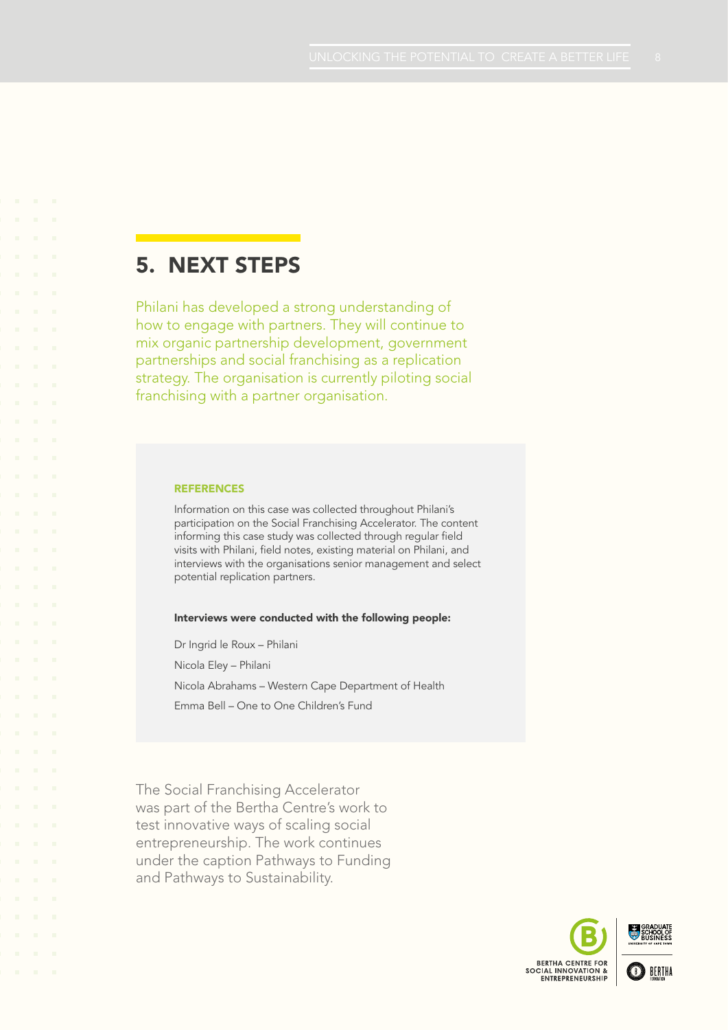## 5. NEXT STEPS

Philani has developed a strong understanding of how to engage with partners. They will continue to mix organic partnership development, government partnerships and social franchising as a replication strategy. The organisation is currently piloting social franchising with a partner organisation.

### REFERENCES

Information on this case was collected throughout Philani's participation on the Social Franchising Accelerator. The content informing this case study was collected through regular field visits with Philani, field notes, existing material on Philani, and interviews with the organisations senior management and select potential replication partners.

**Interviews were conducted with the following people:**

Dr Ingrid le Roux – Philani

Nicola Eley – Philani

Nicola Abrahams – Western Cape Department of Health

Emma Bell – One to One Children's Fund

The Social Franchising Accelerator was part of the Bertha Centre's work to test innovative ways of scaling social entrepreneurship. The work continues under the caption Pathways to Funding and Pathways to Sustainability.

BERTHA CENTRE FOR SOCIAL INNOVATION & ENTREPRENEURSHIP

GRADUATE SCHOOL OF BUSINESS UNIVERSITY OF CAPE TOWN

BERTHA FOUNDATION